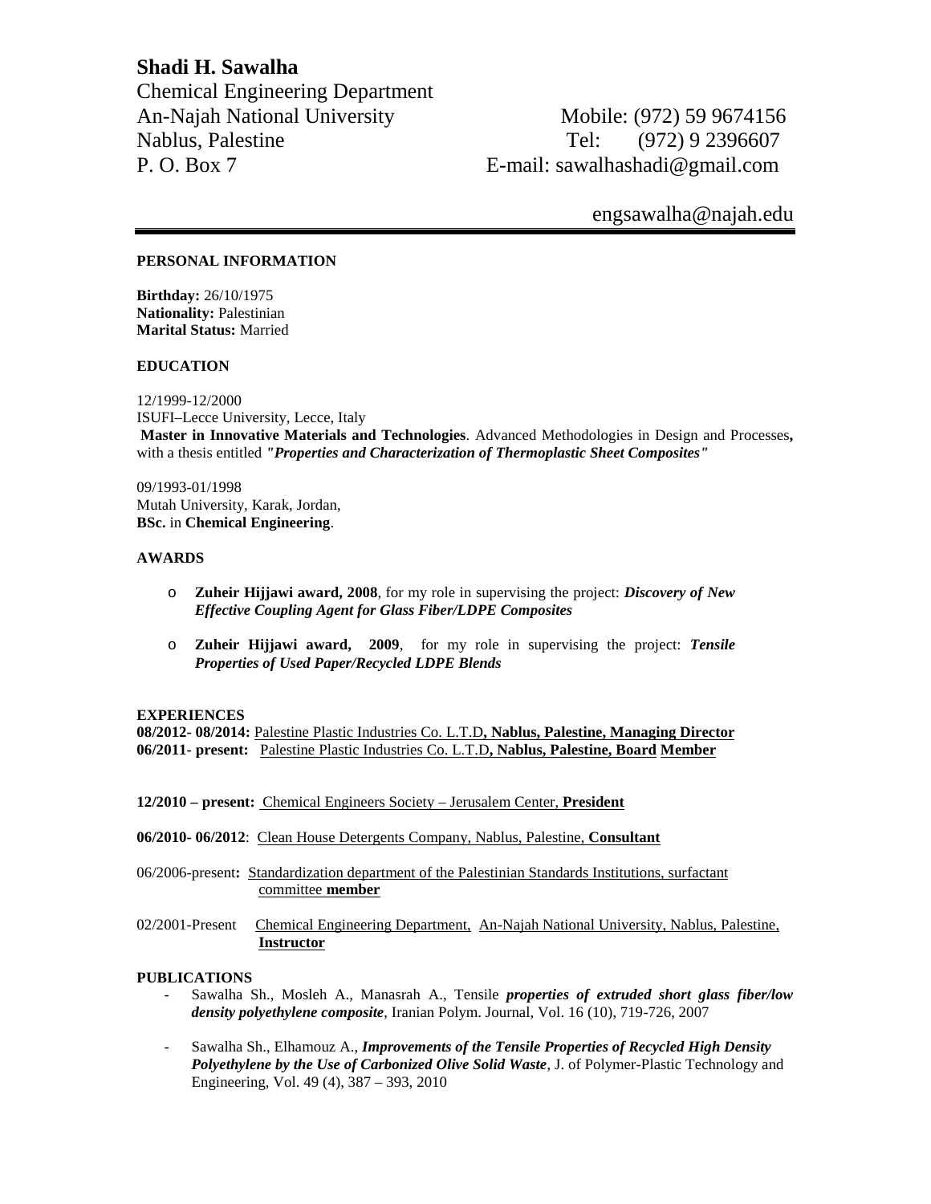# Shadi H. Sawalha

Chemical Engineering Department
An-Najah National University
Nablus, Palestine
P. O. Box 7

Mobile: (972) 59 9674156
Tel: (972) 9 2396607
E-mail: sawalhashadi@gmail.com
engsawalha@najah.edu

---

### PERSONAL INFORMATION

**Birthday:** 26/10/1975
**Nationality:** Palestinian
**Marital Status:** Married

### EDUCATION

12/1999-12/2000
ISUFI–Lecce University, Lecce, Italy
**Master in Innovative Materials and Technologies**. Advanced Methodologies in Design and Processes**,** with a thesis entitled ***"Properties and Characterization of Thermoplastic Sheet Composites"***

09/1993-01/1998
Mutah University, Karak, Jordan,
**BSc.** in **Chemical Engineering**.

### AWARDS

- **Zuheir Hijjawi award, 2008**, for my role in supervising the project: ***Discovery of New Effective Coupling Agent for Glass Fiber/LDPE Composites***
- **Zuheir Hijjawi award, 2009**, for my role in supervising the project: ***Tensile Properties of Used Paper/Recycled LDPE Blends***

### EXPERIENCES

**08/2012- 08/2014:** Palestine Plastic Industries Co. L.T.D**, Nablus, Palestine, Managing Director**
**06/2011- present:** Palestine Plastic Industries Co. L.T.D**, Nablus, Palestine, Board Member**

**12/2010 – present:** Chemical Engineers Society – Jerusalem Center, **President**

**06/2010- 06/2012**: Clean House Detergents Company, Nablus, Palestine, **Consultant**

06/2006-present**:** Standardization department of the Palestinian Standards Institutions, surfactant committee **member**

02/2001-Present Chemical Engineering Department, An-Najah National University, Nablus, Palestine, **Instructor**

### PUBLICATIONS

- Sawalha Sh., Mosleh A., Manasrah A., Tensile ***properties of extruded short glass fiber/low density polyethylene composite***, Iranian Polym. Journal, Vol. 16 (10), 719-726, 2007
- Sawalha Sh., Elhamouz A., ***Improvements of the Tensile Properties of Recycled High Density Polyethylene by the Use of Carbonized Olive Solid Waste***, J. of Polymer-Plastic Technology and Engineering, Vol. 49 (4), 387 – 393, 2010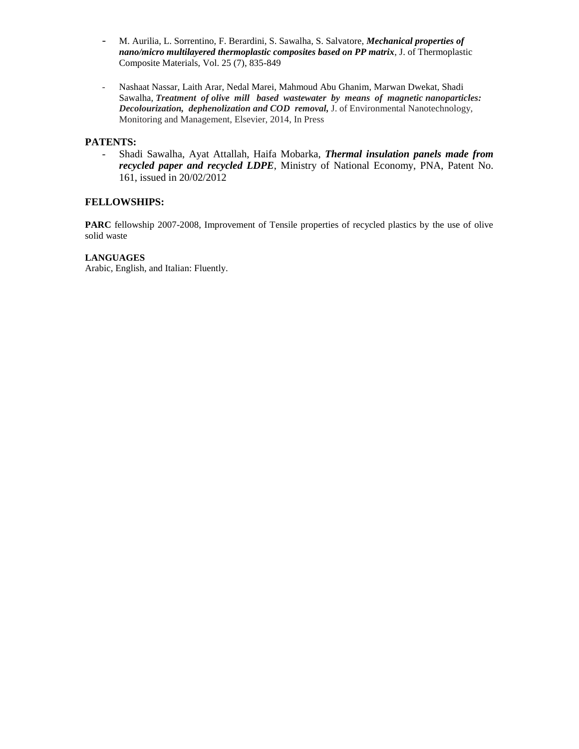- M. Aurilia, L. Sorrentino, F. Berardini, S. Sawalha, S. Salvatore, ***Mechanical properties of nano/micro multilayered thermoplastic composites based on PP matrix***, J. of Thermoplastic Composite Materials, Vol. 25 (7), 835-849

- Nashaat Nassar, Laith Arar, Nedal Marei, Mahmoud Abu Ghanim, Marwan Dwekat, Shadi Sawalha, ***Treatment of olive mill based wastewater by means of magnetic nanoparticles: Decolourization, dephenolization and COD removal,*** J. of Environmental Nanotechnology, Monitoring and Management, Elsevier, 2014, In Press

## PATENTS:

- Shadi Sawalha, Ayat Attallah, Haifa Mobarka, ***Thermal insulation panels made from recycled paper and recycled LDPE***, Ministry of National Economy, PNA, Patent No. 161, issued in 20/02/2012

## FELLOWSHIPS:

**PARC** fellowship 2007-2008, Improvement of Tensile properties of recycled plastics by the use of olive solid waste

**LANGUAGES**

Arabic, English, and Italian: Fluently.